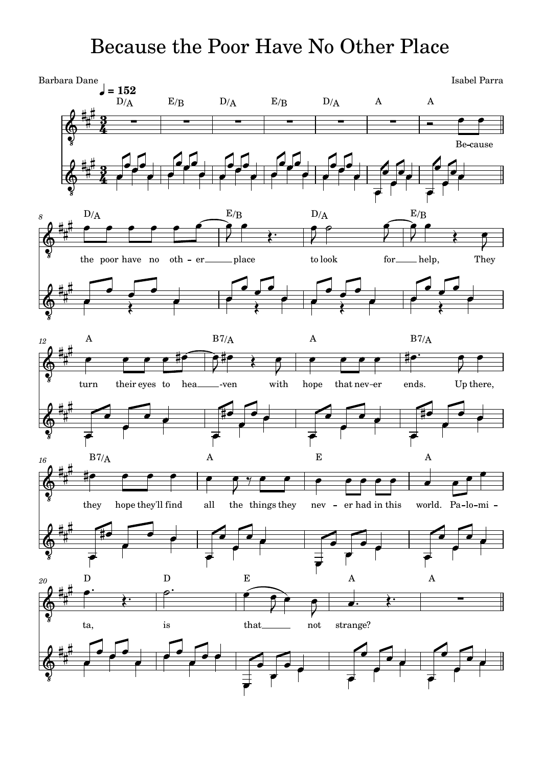# Because the Poor Have No Other Place

Barbara Dane

Isabel Parra

♩ = 152

Because the poor have no other place to look for help, They turn their eyes to heaven with hope that never ends. Up there, they hope they'll find all the things they never had in this world. Palomita, is that not strange?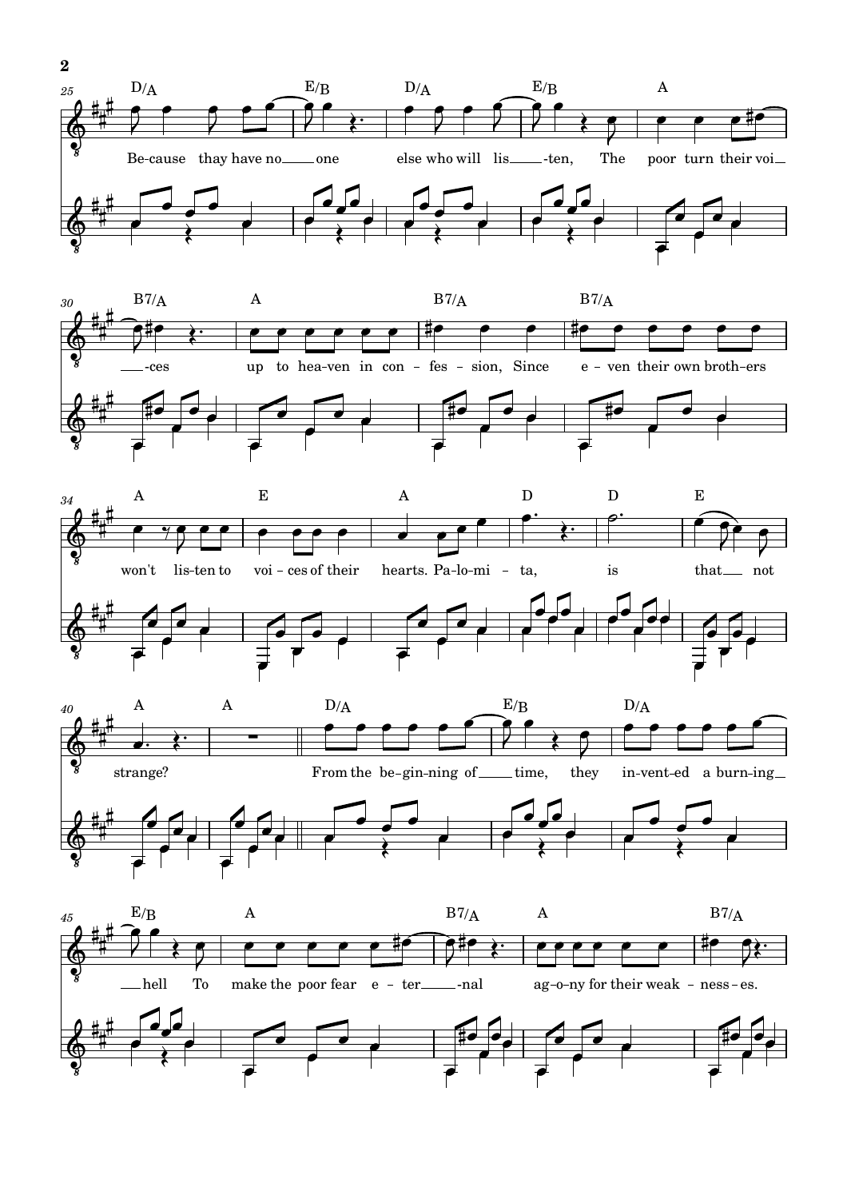25 D/A E/B D/A E/B A

Be-cause thay have no ___ one else who will lis ___ -ten, The poor turn their voi__

30 B7/A A B7/A B7/A

___-ces up to hea-ven in con - fes - sion, Since e - ven their own broth-ers

34 A E A D D E

won't lis-ten to voi - ces of their hearts. Pa-lo-mi - ta, is that ___ not

40 A A D/A E/B D/A

strange? From the be-gin-ning of ___ time, they in-vent-ed a burn-ing__

45 E/B A B7/A A B7/A

___hell To make the poor fear e - ter ___ -nal ag-o-ny for their weak - ness - es.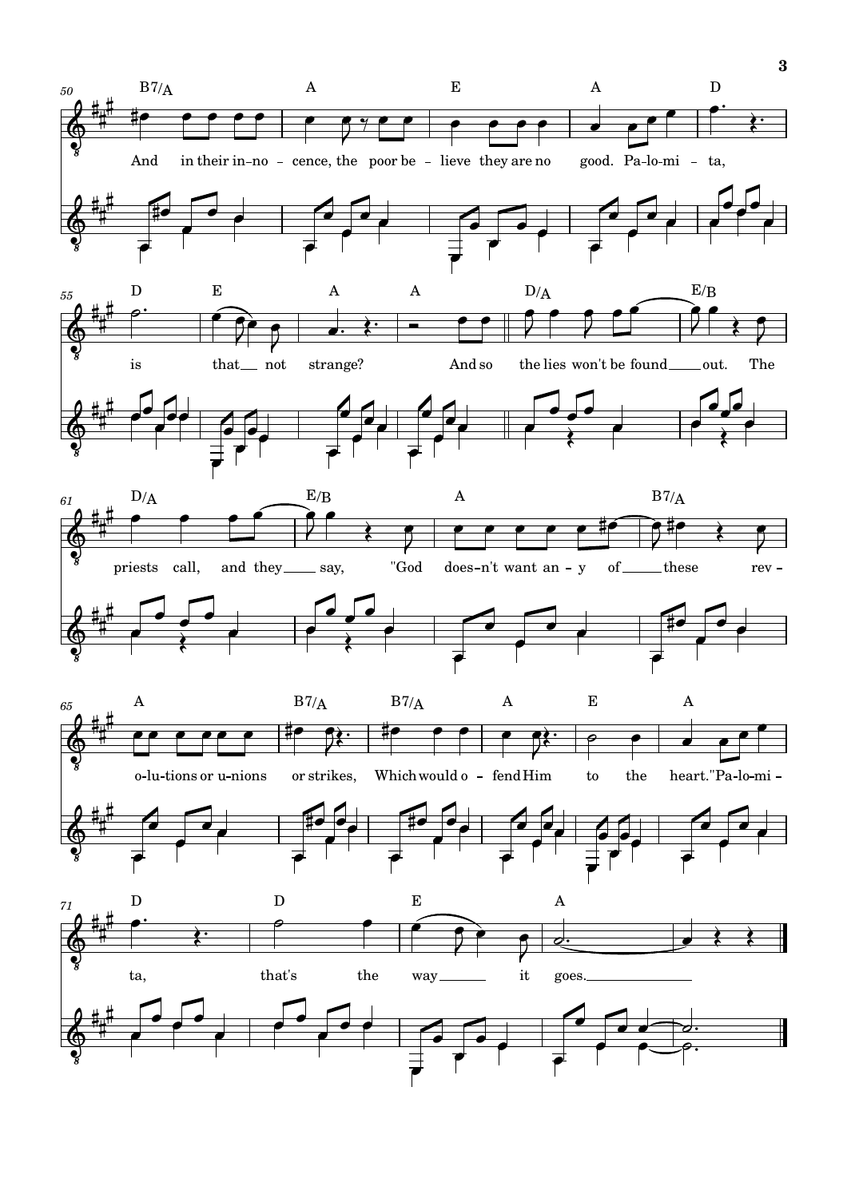**50** B7/A | A | E | A | D

And in their in–no – cence, the poor be – lieve they are no good. Pa-lo-mi – ta,

**55** D | E | A | A | D/A | E/B

is that __ not strange? And so the lies won't be found ____ out. The

**61** D/A | E/B | A | B7/A

priests call, and they ____ say, "God does–n't want an – y of _____ these rev –

**65** A | B7/A | B7/A | A | E | A

o-lu-tions or u-nions or strikes, Which would o – fend Him to the heart." Pa-lo-mi –

**71** D | D | E | A

ta, that's the way ______ it goes. ______________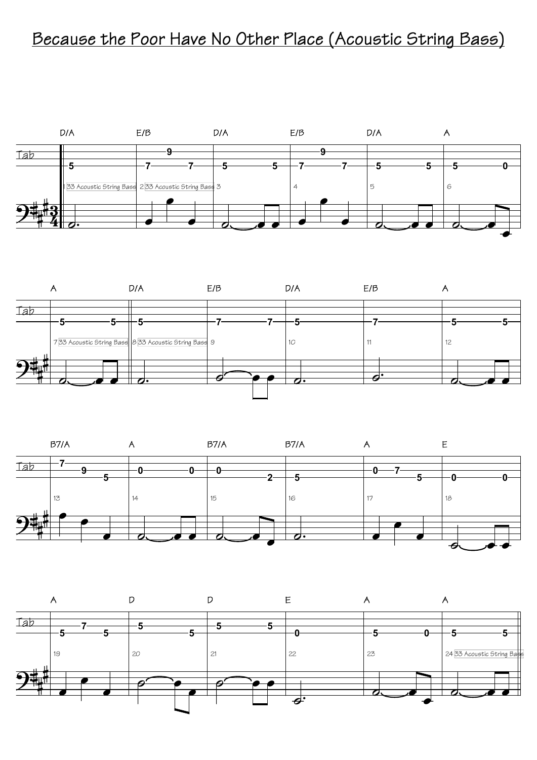# Because the Poor Have No Other Place (Acoustic String Bass)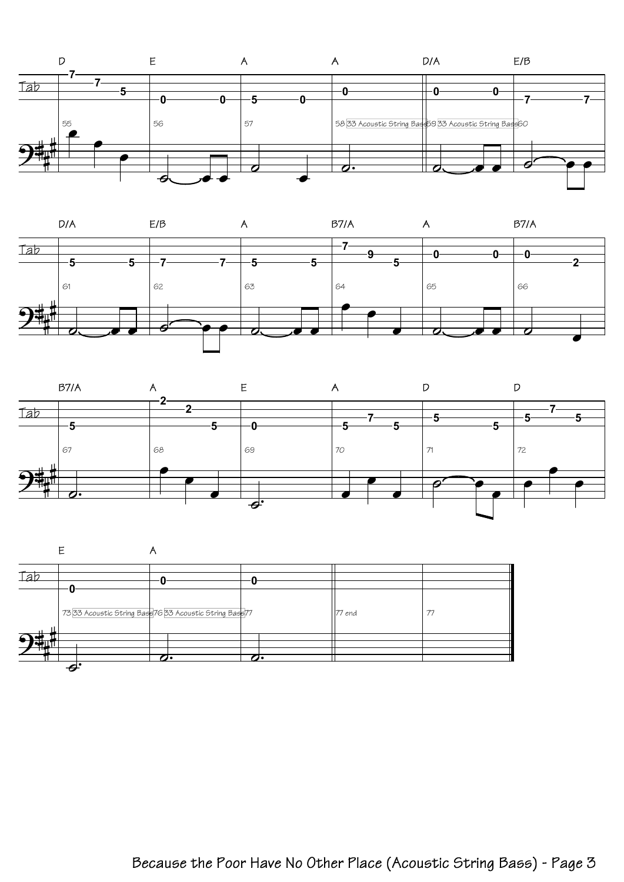D E A A D/A E/B

Tab

55 56 57 58 33 Acoustic String Bass 59 33 Acoustic String Bass 60

D/A E/B A B7/A A B7/A

61 62 63 64 65 66

B7/A A E A D D

67 68 69 70 71 72

E A

73 33 Acoustic String Bass 76 33 Acoustic String Bass 77 77 end 77

Because the Poor Have No Other Place (Acoustic String Bass) - Page 3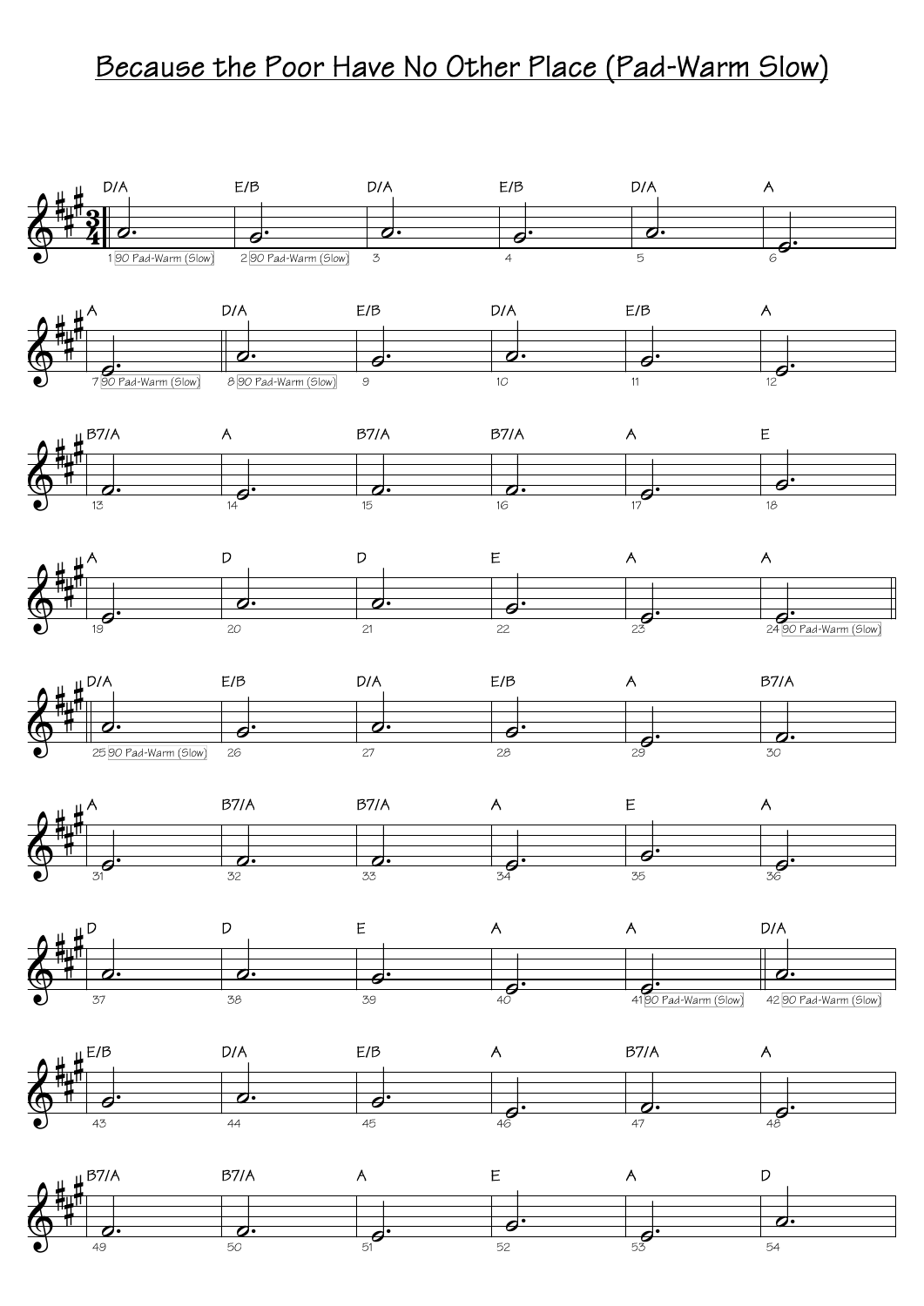# Because the Poor Have No Other Place (Pad-Warm Slow)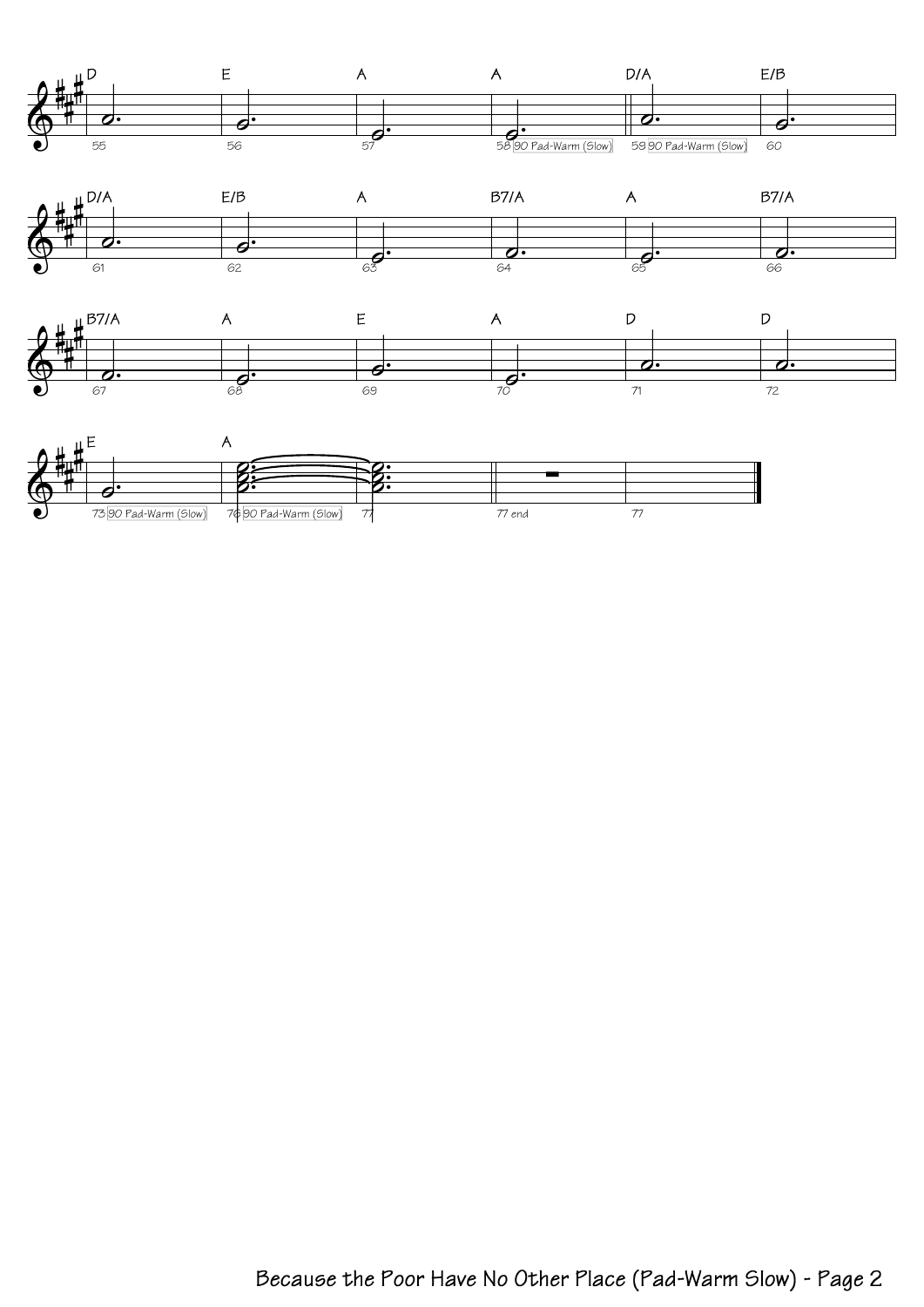D E A A D/A E/B

55 56 57 58 90 Pad-Warm (Slow) 59 90 Pad-Warm (Slow) 60

D/A E/B A B7/A A B7/A

61 62 63 64 65 66

B7/A A E A D D

67 68 69 70 71 72

E A

73 90 Pad-Warm (Slow) 76 90 Pad-Warm (Slow) 77 77 end 77